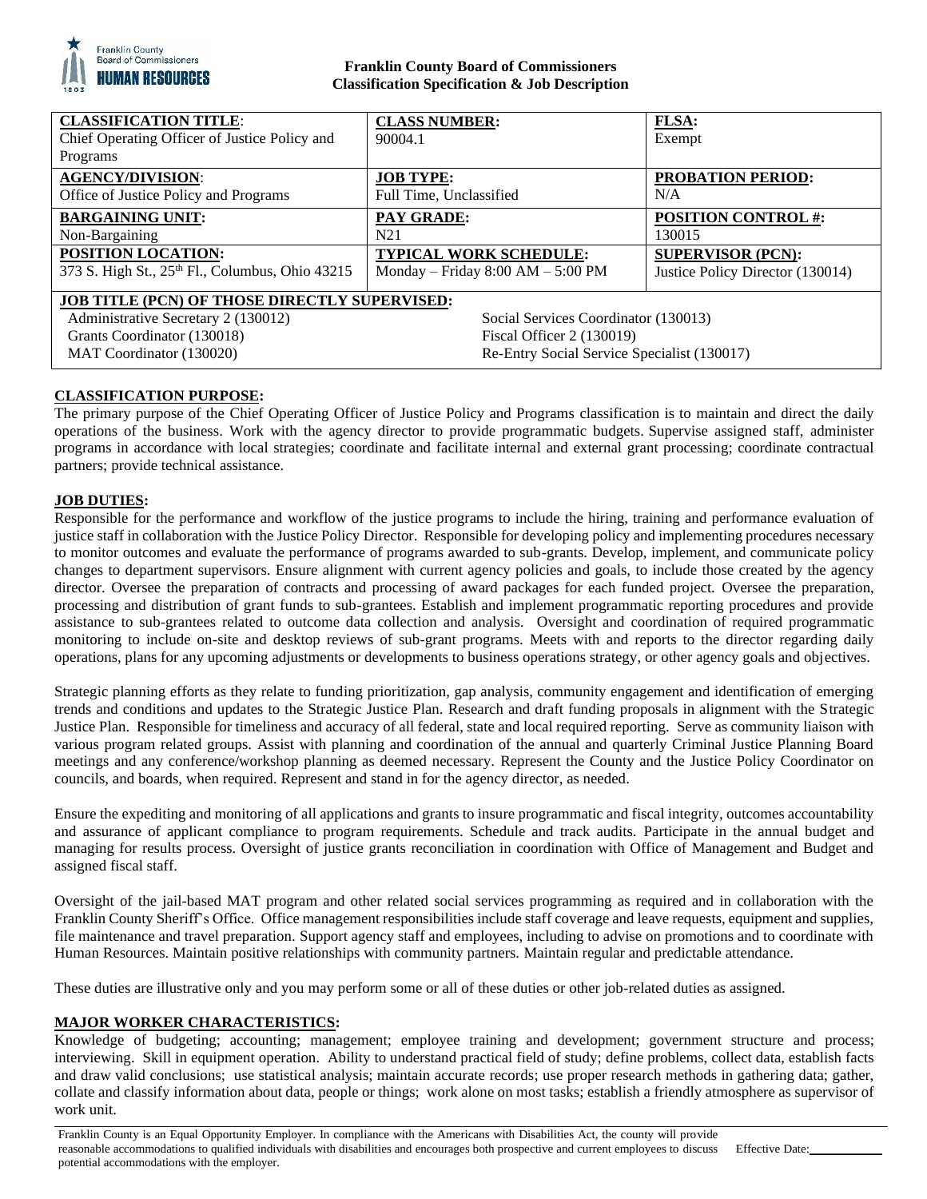**Franklin County Board of Commissioners**
**Classification Specification & Job Description**

| **CLASSIFICATION TITLE**: Chief Operating Officer of Justice Policy and Programs | **CLASS NUMBER:** 90004.1 | **FLSA:** Exempt |
|---|---|---|
| **AGENCY/DIVISION**: Office of Justice Policy and Programs | **JOB TYPE:** Full Time, Unclassified | **PROBATION PERIOD:** N/A |
| **BARGAINING UNIT:** Non-Bargaining | **PAY GRADE:** N21 | **POSITION CONTROL #:** 130015 |
| **POSITION LOCATION:** 373 S. High St., 25th Fl., Columbus, Ohio 43215 | **TYPICAL WORK SCHEDULE:** Monday – Friday 8:00 AM – 5:00 PM | **SUPERVISOR (PCN):** Justice Policy Director (130014) |

**JOB TITLE (PCN) OF THOSE DIRECTLY SUPERVISED:**

| | |
|---|---|
| Administrative Secretary 2 (130012) | Social Services Coordinator (130013) |
| Grants Coordinator (130018) | Fiscal Officer 2 (130019) |
| MAT Coordinator (130020) | Re-Entry Social Service Specialist (130017) |

## CLASSIFICATION PURPOSE:

The primary purpose of the Chief Operating Officer of Justice Policy and Programs classification is to maintain and direct the daily operations of the business. Work with the agency director to provide programmatic budgets. Supervise assigned staff, administer programs in accordance with local strategies; coordinate and facilitate internal and external grant processing; coordinate contractual partners; provide technical assistance.

## JOB DUTIES:

Responsible for the performance and workflow of the justice programs to include the hiring, training and performance evaluation of justice staff in collaboration with the Justice Policy Director. Responsible for developing policy and implementing procedures necessary to monitor outcomes and evaluate the performance of programs awarded to sub-grants. Develop, implement, and communicate policy changes to department supervisors. Ensure alignment with current agency policies and goals, to include those created by the agency director. Oversee the preparation of contracts and processing of award packages for each funded project. Oversee the preparation, processing and distribution of grant funds to sub-grantees. Establish and implement programmatic reporting procedures and provide assistance to sub-grantees related to outcome data collection and analysis. Oversight and coordination of required programmatic monitoring to include on-site and desktop reviews of sub-grant programs. Meets with and reports to the director regarding daily operations, plans for any upcoming adjustments or developments to business operations strategy, or other agency goals and objectives.

Strategic planning efforts as they relate to funding prioritization, gap analysis, community engagement and identification of emerging trends and conditions and updates to the Strategic Justice Plan. Research and draft funding proposals in alignment with the Strategic Justice Plan. Responsible for timeliness and accuracy of all federal, state and local required reporting. Serve as community liaison with various program related groups. Assist with planning and coordination of the annual and quarterly Criminal Justice Planning Board meetings and any conference/workshop planning as deemed necessary. Represent the County and the Justice Policy Coordinator on councils, and boards, when required. Represent and stand in for the agency director, as needed.

Ensure the expediting and monitoring of all applications and grants to insure programmatic and fiscal integrity, outcomes accountability and assurance of applicant compliance to program requirements. Schedule and track audits. Participate in the annual budget and managing for results process. Oversight of justice grants reconciliation in coordination with Office of Management and Budget and assigned fiscal staff.

Oversight of the jail-based MAT program and other related social services programming as required and in collaboration with the Franklin County Sheriff's Office. Office management responsibilities include staff coverage and leave requests, equipment and supplies, file maintenance and travel preparation. Support agency staff and employees, including to advise on promotions and to coordinate with Human Resources. Maintain positive relationships with community partners. Maintain regular and predictable attendance.

These duties are illustrative only and you may perform some or all of these duties or other job-related duties as assigned.

## MAJOR WORKER CHARACTERISTICS:

Knowledge of budgeting; accounting; management; employee training and development; government structure and process; interviewing. Skill in equipment operation. Ability to understand practical field of study; define problems, collect data, establish facts and draw valid conclusions; use statistical analysis; maintain accurate records; use proper research methods in gathering data; gather, collate and classify information about data, people or things; work alone on most tasks; establish a friendly atmosphere as supervisor of work unit.

Franklin County is an Equal Opportunity Employer. In compliance with the Americans with Disabilities Act, the county will provide reasonable accommodations to qualified individuals with disabilities and encourages both prospective and current employees to discuss potential accommodations with the employer. Effective Date:___________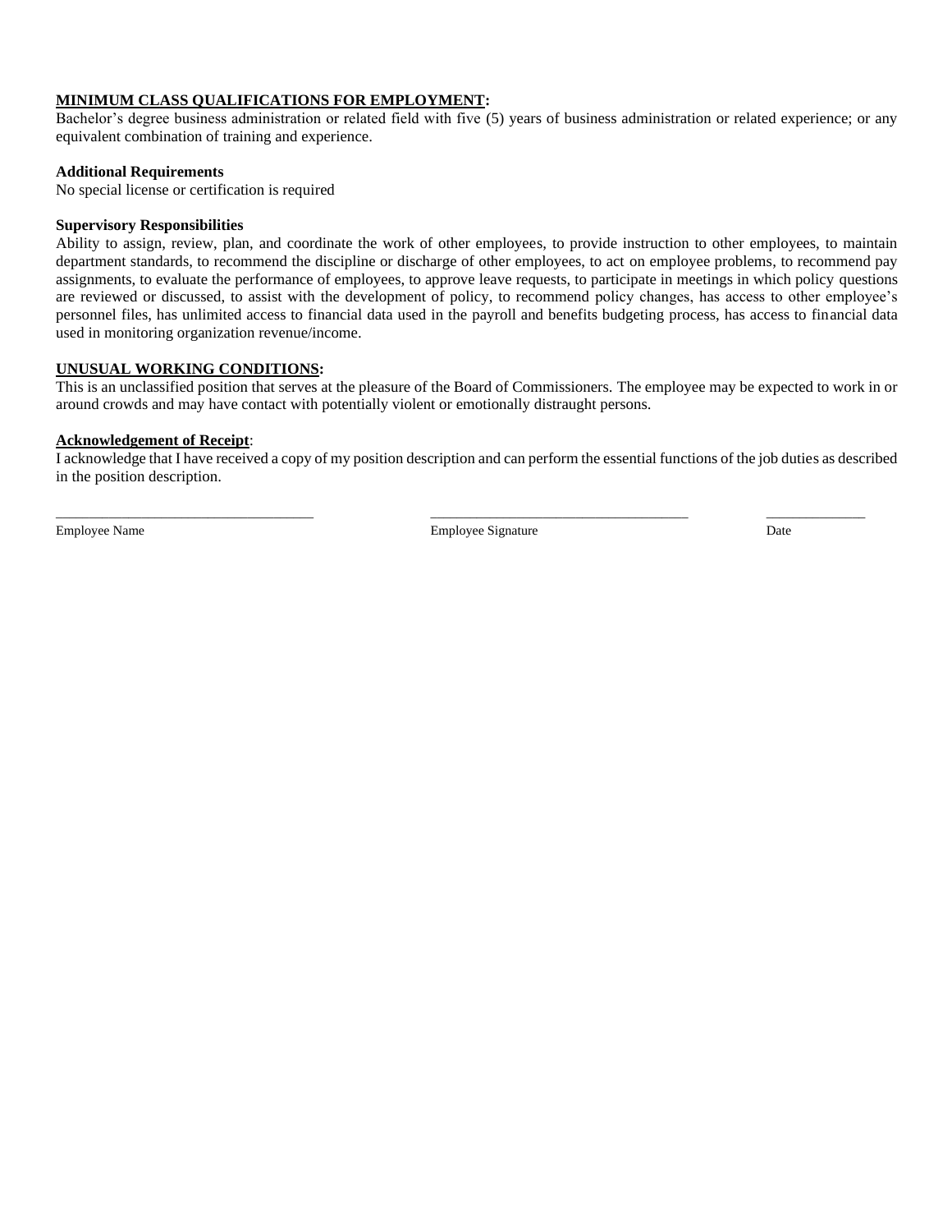**MINIMUM CLASS QUALIFICATIONS FOR EMPLOYMENT:**

Bachelor's degree business administration or related field with five (5) years of business administration or related experience; or any equivalent combination of training and experience.

**Additional Requirements**

No special license or certification is required

**Supervisory Responsibilities**

Ability to assign, review, plan, and coordinate the work of other employees, to provide instruction to other employees, to maintain department standards, to recommend the discipline or discharge of other employees, to act on employee problems, to recommend pay assignments, to evaluate the performance of employees, to approve leave requests, to participate in meetings in which policy questions are reviewed or discussed, to assist with the development of policy, to recommend policy changes, has access to other employee's personnel files, has unlimited access to financial data used in the payroll and benefits budgeting process, has access to financial data used in monitoring organization revenue/income.

**UNUSUAL WORKING CONDITIONS:**

This is an unclassified position that serves at the pleasure of the Board of Commissioners. The employee may be expected to work in or around crowds and may have contact with potentially violent or emotionally distraught persons.

**Acknowledgement of Receipt**:

I acknowledge that I have received a copy of my position description and can perform the essential functions of the job duties as described in the position description.

\_\_\_\_\_\_\_\_\_\_\_\_\_\_\_\_\_\_\_\_\_\_\_\_\_\_\_\_\_\_\_\_\_\_\_\_ \_\_\_\_\_\_\_\_\_\_\_\_\_\_\_\_\_\_\_\_\_\_\_\_\_\_\_\_\_\_\_\_\_\_\_\_ \_\_\_\_\_\_\_\_\_\_\_\_\_\_

Employee Name  Employee Signature  Date